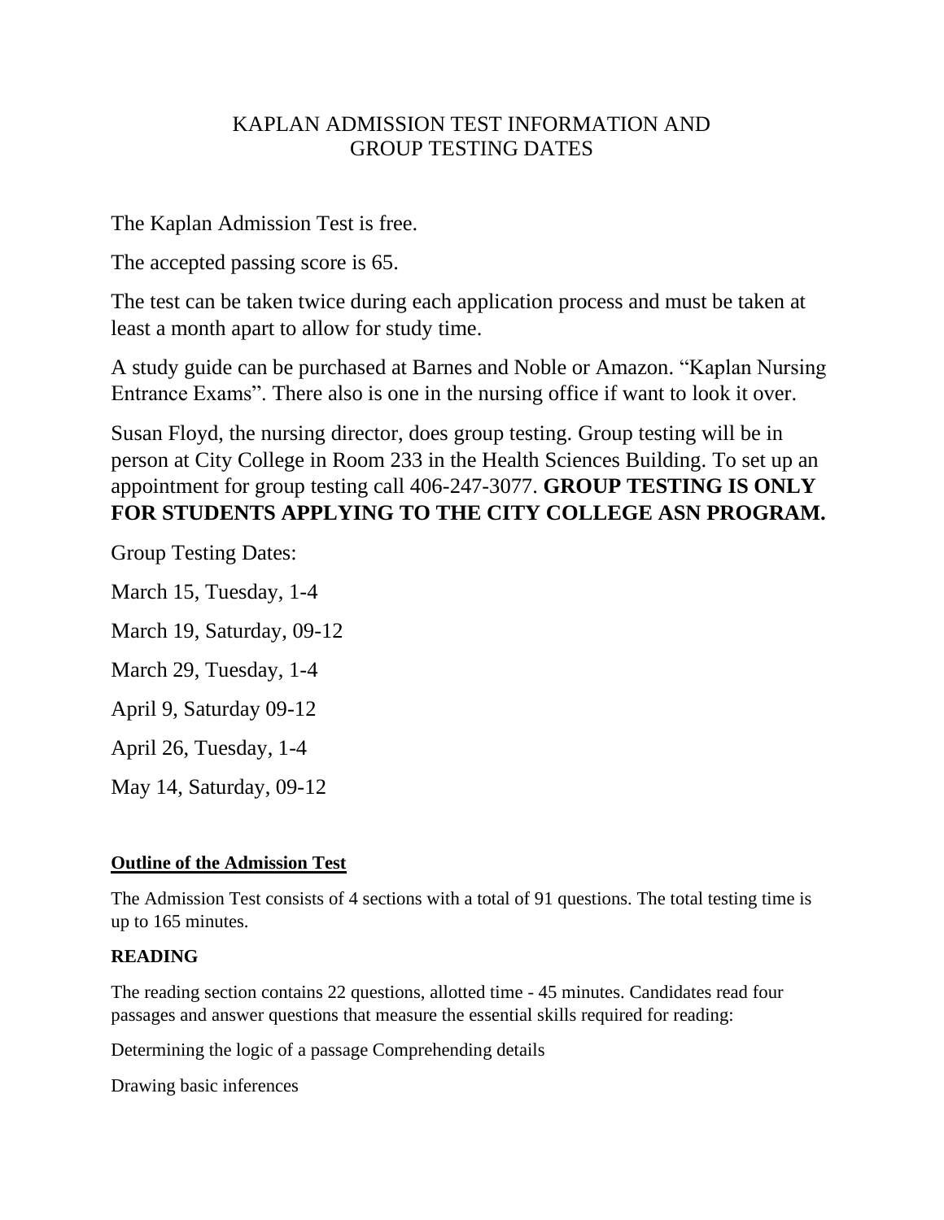# KAPLAN ADMISSION TEST INFORMATION AND GROUP TESTING DATES

The Kaplan Admission Test is free.

The accepted passing score is 65.

The test can be taken twice during each application process and must be taken at least a month apart to allow for study time.

A study guide can be purchased at Barnes and Noble or Amazon. "Kaplan Nursing Entrance Exams". There also is one in the nursing office if want to look it over.

Susan Floyd, the nursing director, does group testing. Group testing will be in person at City College in Room 233 in the Health Sciences Building. To set up an appointment for group testing call 406-247-3077. **GROUP TESTING IS ONLY FOR STUDENTS APPLYING TO THE CITY COLLEGE ASN PROGRAM.**

Group Testing Dates:

March 15, Tuesday, 1-4

March 19, Saturday, 09-12

March 29, Tuesday, 1-4

April 9, Saturday 09-12

April 26, Tuesday, 1-4

May 14, Saturday, 09-12

## Outline of the Admission Test

The Admission Test consists of 4 sections with a total of 91 questions. The total testing time is up to 165 minutes.

### READING

The reading section contains 22 questions, allotted time - 45 minutes. Candidates read four passages and answer questions that measure the essential skills required for reading:

Determining the logic of a passage Comprehending details

Drawing basic inferences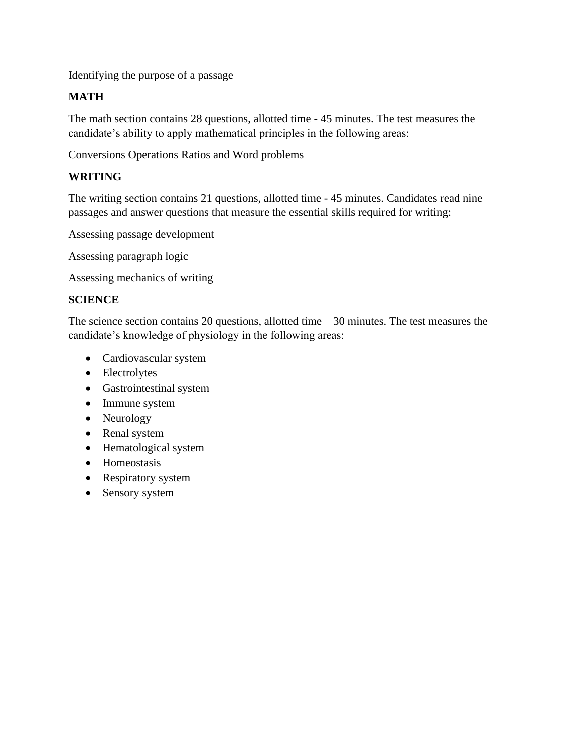Identifying the purpose of a passage

**MATH**

The math section contains 28 questions, allotted time - 45 minutes. The test measures the candidate's ability to apply mathematical principles in the following areas:

Conversions Operations Ratios and Word problems

**WRITING**

The writing section contains 21 questions, allotted time - 45 minutes. Candidates read nine passages and answer questions that measure the essential skills required for writing:

Assessing passage development

Assessing paragraph logic

Assessing mechanics of writing

**SCIENCE**

The science section contains 20 questions, allotted time – 30 minutes. The test measures the candidate's knowledge of physiology in the following areas:

- Cardiovascular system
- Electrolytes
- Gastrointestinal system
- Immune system
- Neurology
- Renal system
- Hematological system
- Homeostasis
- Respiratory system
- Sensory system